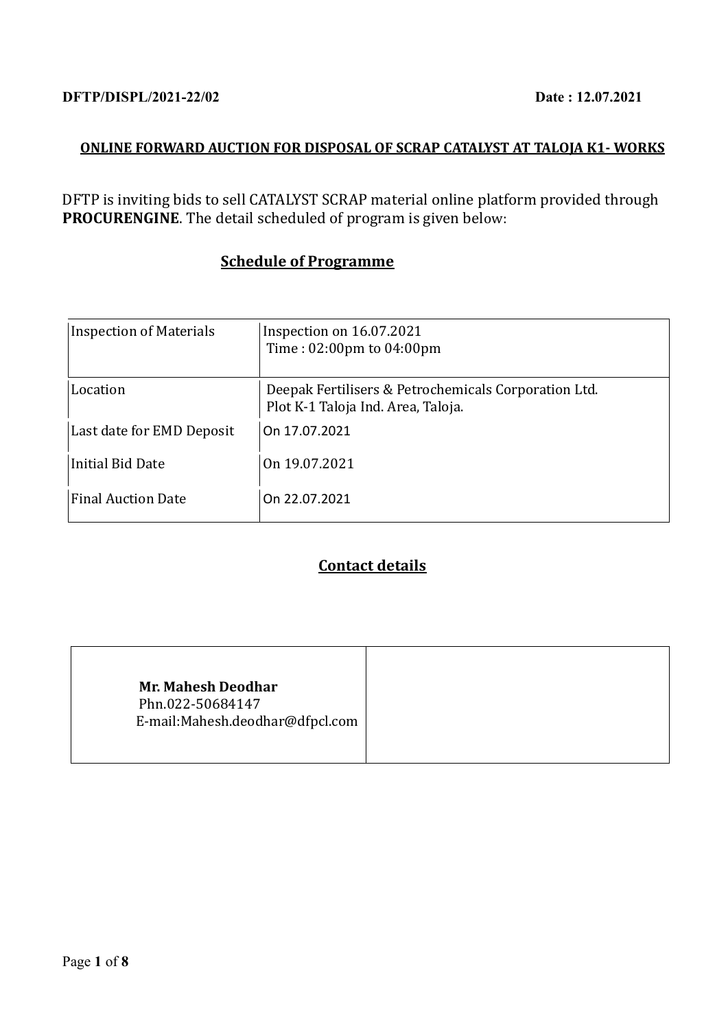**DFTP/DISPL/2021-22/02** **Date : 12.07.2021**

**ONLINE FORWARD AUCTION FOR DISPOSAL OF SCRAP CATALYST AT TALOJA K1- WORKS**

DFTP is inviting bids to sell CATALYST SCRAP material online platform provided through **PROCURENGINE**. The detail scheduled of program is given below:

## Schedule of Programme

| | |
|---|---|
| Inspection of Materials | Inspection on 16.07.2021<br>Time : 02:00pm to 04:00pm |
| Location | Deepak Fertilisers & Petrochemicals Corporation Ltd.<br>Plot K-1 Taloja Ind. Area, Taloja. |
| Last date for EMD Deposit | On 17.07.2021 |
| Initial Bid Date | On 19.07.2021 |
| Final Auction Date | On 22.07.2021 |

## Contact details

| | |
|---|---|
| **Mr. Mahesh Deodhar**<br>Phn.022-50684147<br>E-mail:Mahesh.deodhar@dfpcl.com | |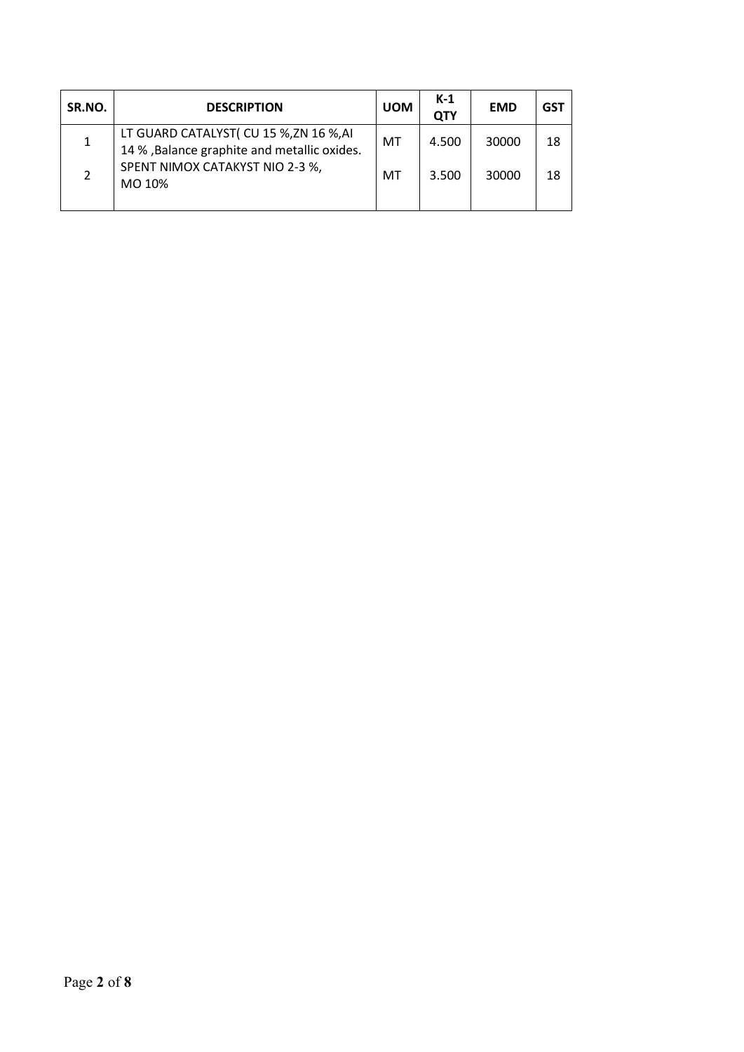| SR.NO. | DESCRIPTION | UOM | K-1 QTY | EMD | GST |
|---|---|---|---|---|---|
| 1 | LT GUARD CATALYST( CU 15 %,ZN 16 %,Al 14 % ,Balance graphite and metallic oxides. | MT | 4.500 | 30000 | 18 |
| 2 | SPENT NIMOX CATAKYST NIO 2-3 %, MO 10% | MT | 3.500 | 30000 | 18 |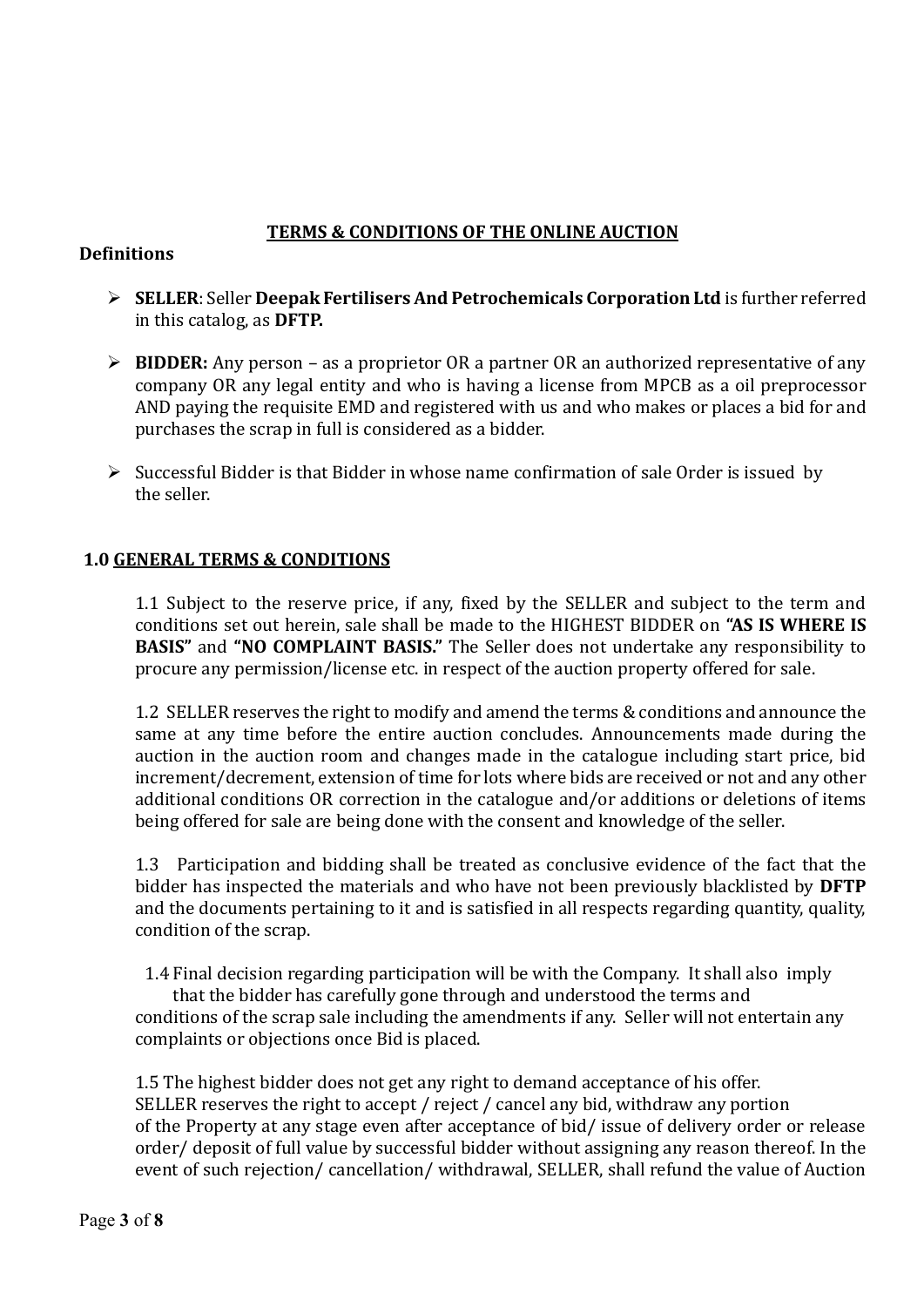## TERMS & CONDITIONS OF THE ONLINE AUCTION

**Definitions**

- **SELLER**: Seller **Deepak Fertilisers And Petrochemicals Corporation Ltd** is further referred in this catalog, as **DFTP.**
- **BIDDER:** Any person – as a proprietor OR a partner OR an authorized representative of any company OR any legal entity and who is having a license from MPCB as a oil preprocessor AND paying the requisite EMD and registered with us and who makes or places a bid for and purchases the scrap in full is considered as a bidder.
- Successful Bidder is that Bidder in whose name confirmation of sale Order is issued by the seller.

### 1.0 GENERAL TERMS & CONDITIONS

1.1 Subject to the reserve price, if any, fixed by the SELLER and subject to the term and conditions set out herein, sale shall be made to the HIGHEST BIDDER on **"AS IS WHERE IS BASIS"** and **"NO COMPLAINT BASIS."** The Seller does not undertake any responsibility to procure any permission/license etc. in respect of the auction property offered for sale.

1.2 SELLER reserves the right to modify and amend the terms & conditions and announce the same at any time before the entire auction concludes. Announcements made during the auction in the auction room and changes made in the catalogue including start price, bid increment/decrement, extension of time for lots where bids are received or not and any other additional conditions OR correction in the catalogue and/or additions or deletions of items being offered for sale are being done with the consent and knowledge of the seller.

1.3 Participation and bidding shall be treated as conclusive evidence of the fact that the bidder has inspected the materials and who have not been previously blacklisted by **DFTP** and the documents pertaining to it and is satisfied in all respects regarding quantity, quality, condition of the scrap.

1.4 Final decision regarding participation will be with the Company. It shall also imply that the bidder has carefully gone through and understood the terms and conditions of the scrap sale including the amendments if any. Seller will not entertain any complaints or objections once Bid is placed.

1.5 The highest bidder does not get any right to demand acceptance of his offer. SELLER reserves the right to accept / reject / cancel any bid, withdraw any portion of the Property at any stage even after acceptance of bid/ issue of delivery order or release order/ deposit of full value by successful bidder without assigning any reason thereof. In the event of such rejection/ cancellation/ withdrawal, SELLER, shall refund the value of Auction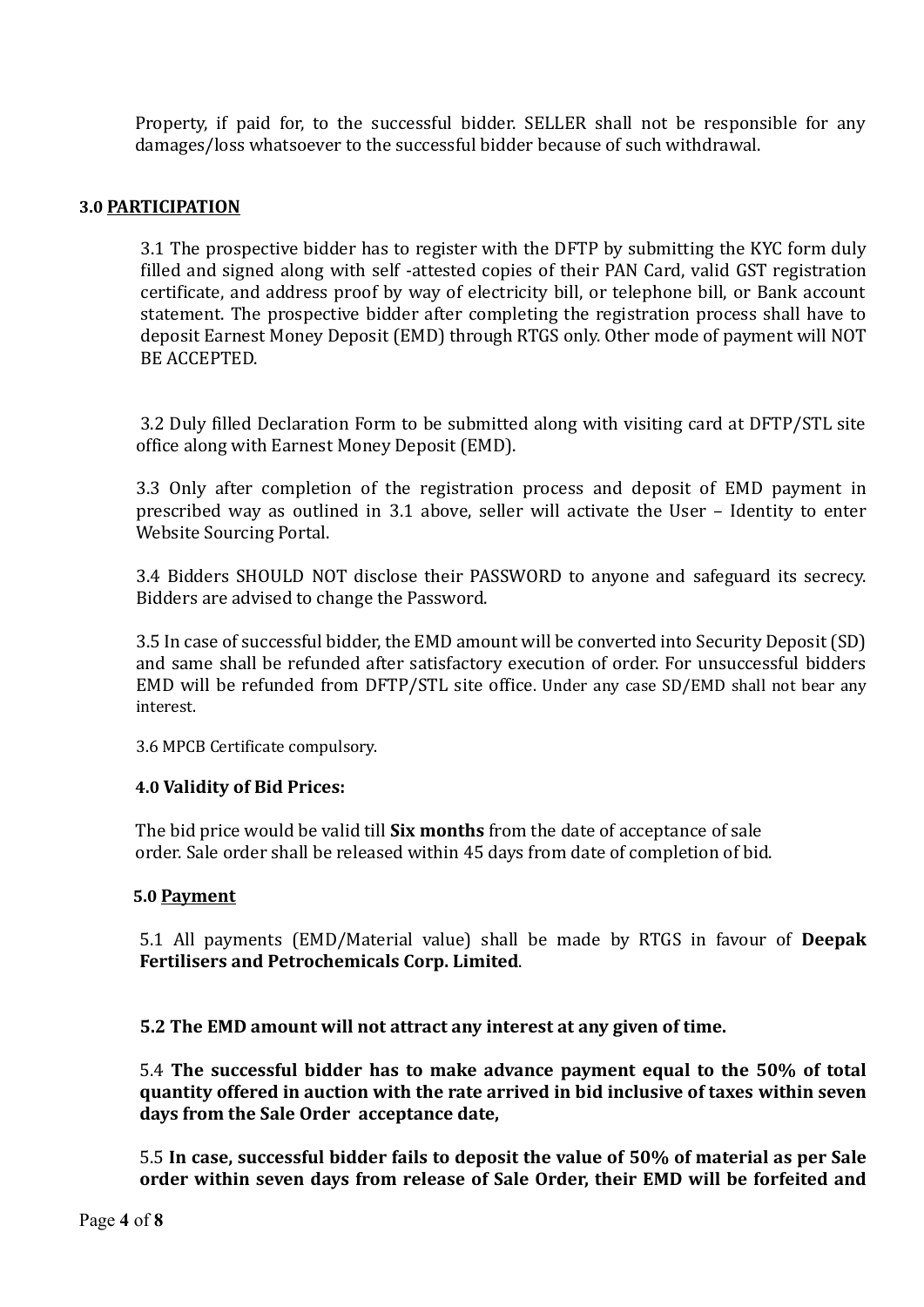Property, if paid for, to the successful bidder. SELLER shall not be responsible for any damages/loss whatsoever to the successful bidder because of such withdrawal.

**3.0 <u>PARTICIPATION</u>**

3.1 The prospective bidder has to register with the DFTP by submitting the KYC form duly filled and signed along with self -attested copies of their PAN Card, valid GST registration certificate, and address proof by way of electricity bill, or telephone bill, or Bank account statement. The prospective bidder after completing the registration process shall have to deposit Earnest Money Deposit (EMD) through RTGS only. Other mode of payment will NOT BE ACCEPTED.

3.2 Duly filled Declaration Form to be submitted along with visiting card at DFTP/STL site office along with Earnest Money Deposit (EMD).

3.3 Only after completion of the registration process and deposit of EMD payment in prescribed way as outlined in 3.1 above, seller will activate the User – Identity to enter Website Sourcing Portal.

3.4 Bidders SHOULD NOT disclose their PASSWORD to anyone and safeguard its secrecy. Bidders are advised to change the Password.

3.5 In case of successful bidder, the EMD amount will be converted into Security Deposit (SD) and same shall be refunded after satisfactory execution of order. For unsuccessful bidders EMD will be refunded from DFTP/STL site office. Under any case SD/EMD shall not bear any interest.

3.6 MPCB Certificate compulsory.

**4.0 Validity of Bid Prices:**

The bid price would be valid till **Six months** from the date of acceptance of sale order. Sale order shall be released within 45 days from date of completion of bid.

**5.0 <u>Payment</u>**

5.1 All payments (EMD/Material value) shall be made by RTGS in favour of **Deepak Fertilisers and Petrochemicals Corp. Limited**.

**5.2 The EMD amount will not attract any interest at any given of time.**

5.4 **The successful bidder has to make advance payment equal to the 50% of total quantity offered in auction with the rate arrived in bid inclusive of taxes within seven days from the Sale Order acceptance date,**

5.5 **In case, successful bidder fails to deposit the value of 50% of material as per Sale order within seven days from release of Sale Order, their EMD will be forfeited and**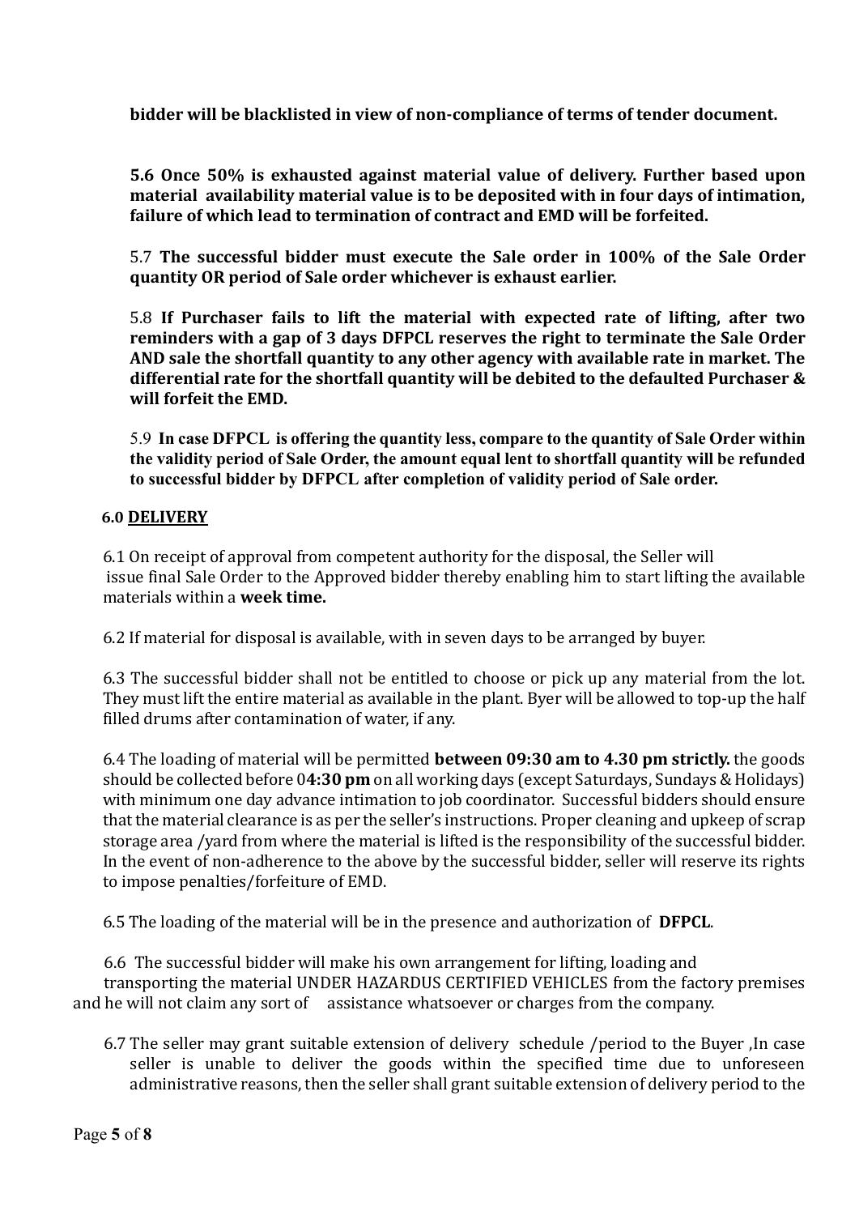**bidder will be blacklisted in view of non-compliance of terms of tender document.**

**5.6 Once 50% is exhausted against material value of delivery. Further based upon material availability material value is to be deposited with in four days of intimation, failure of which lead to termination of contract and EMD will be forfeited.**

5.7 **The successful bidder must execute the Sale order in 100% of the Sale Order quantity OR period of Sale order whichever is exhaust earlier.**

5.8 **If Purchaser fails to lift the material with expected rate of lifting, after two reminders with a gap of 3 days DFPCL reserves the right to terminate the Sale Order AND sale the shortfall quantity to any other agency with available rate in market. The differential rate for the shortfall quantity will be debited to the defaulted Purchaser & will forfeit the EMD.**

5.9 **In case DFPCL is offering the quantity less, compare to the quantity of Sale Order within the validity period of Sale Order, the amount equal lent to shortfall quantity will be refunded to successful bidder by DFPCL after completion of validity period of Sale order.**

**6.0 DELIVERY**

6.1 On receipt of approval from competent authority for the disposal, the Seller will issue final Sale Order to the Approved bidder thereby enabling him to start lifting the available materials within a **week time.**

6.2 If material for disposal is available, with in seven days to be arranged by buyer.

6.3 The successful bidder shall not be entitled to choose or pick up any material from the lot. They must lift the entire material as available in the plant. Byer will be allowed to top-up the half filled drums after contamination of water, if any.

6.4 The loading of material will be permitted **between 09:30 am to 4.30 pm strictly.** the goods should be collected before 0**4:30 pm** on all working days (except Saturdays, Sundays & Holidays) with minimum one day advance intimation to job coordinator. Successful bidders should ensure that the material clearance is as per the seller's instructions. Proper cleaning and upkeep of scrap storage area /yard from where the material is lifted is the responsibility of the successful bidder. In the event of non-adherence to the above by the successful bidder, seller will reserve its rights to impose penalties/forfeiture of EMD.

6.5 The loading of the material will be in the presence and authorization of **DFPCL**.

6.6 The successful bidder will make his own arrangement for lifting, loading and transporting the material UNDER HAZARDUS CERTIFIED VEHICLES from the factory premises and he will not claim any sort of assistance whatsoever or charges from the company.

6.7 The seller may grant suitable extension of delivery schedule /period to the Buyer ,In case seller is unable to deliver the goods within the specified time due to unforeseen administrative reasons, then the seller shall grant suitable extension of delivery period to the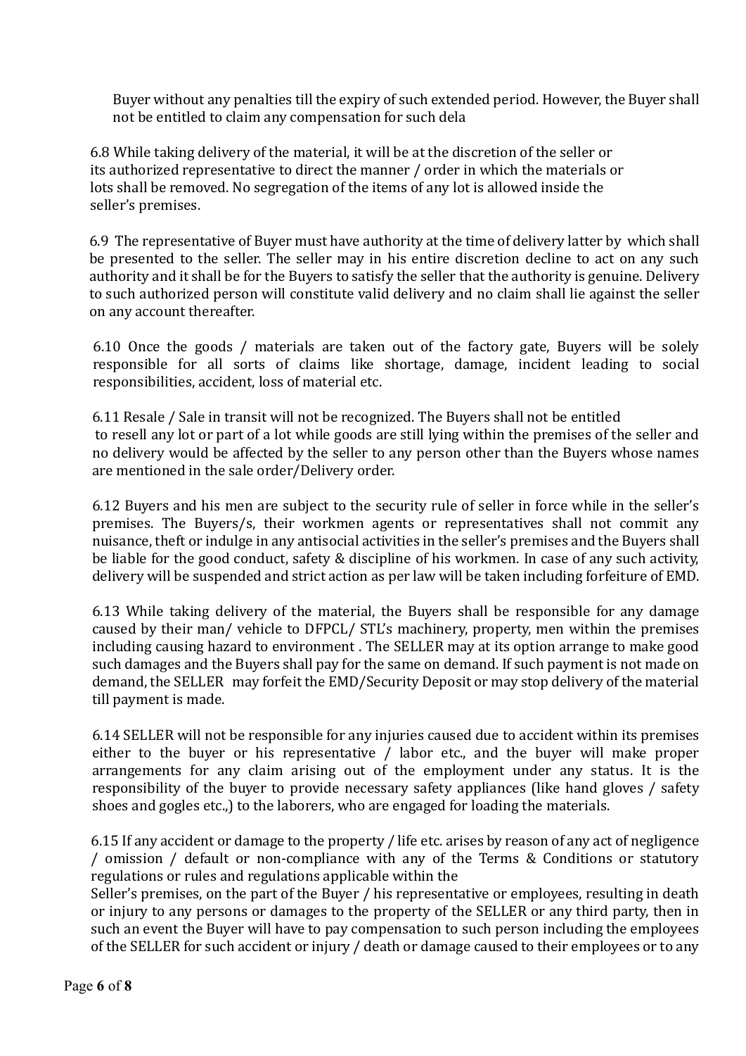Buyer without any penalties till the expiry of such extended period. However, the Buyer shall not be entitled to claim any compensation for such dela

6.8 While taking delivery of the material, it will be at the discretion of the seller or its authorized representative to direct the manner / order in which the materials or lots shall be removed. No segregation of the items of any lot is allowed inside the seller's premises.

6.9 The representative of Buyer must have authority at the time of delivery latter by which shall be presented to the seller. The seller may in his entire discretion decline to act on any such authority and it shall be for the Buyers to satisfy the seller that the authority is genuine. Delivery to such authorized person will constitute valid delivery and no claim shall lie against the seller on any account thereafter.

6.10 Once the goods / materials are taken out of the factory gate, Buyers will be solely responsible for all sorts of claims like shortage, damage, incident leading to social responsibilities, accident, loss of material etc.

6.11 Resale / Sale in transit will not be recognized. The Buyers shall not be entitled to resell any lot or part of a lot while goods are still lying within the premises of the seller and no delivery would be affected by the seller to any person other than the Buyers whose names are mentioned in the sale order/Delivery order.

6.12 Buyers and his men are subject to the security rule of seller in force while in the seller's premises. The Buyers/s, their workmen agents or representatives shall not commit any nuisance, theft or indulge in any antisocial activities in the seller's premises and the Buyers shall be liable for the good conduct, safety & discipline of his workmen. In case of any such activity, delivery will be suspended and strict action as per law will be taken including forfeiture of EMD.

6.13 While taking delivery of the material, the Buyers shall be responsible for any damage caused by their man/ vehicle to DFPCL/ STL's machinery, property, men within the premises including causing hazard to environment . The SELLER may at its option arrange to make good such damages and the Buyers shall pay for the same on demand. If such payment is not made on demand, the SELLER may forfeit the EMD/Security Deposit or may stop delivery of the material till payment is made.

6.14 SELLER will not be responsible for any injuries caused due to accident within its premises either to the buyer or his representative / labor etc., and the buyer will make proper arrangements for any claim arising out of the employment under any status. It is the responsibility of the buyer to provide necessary safety appliances (like hand gloves / safety shoes and gogles etc.,) to the laborers, who are engaged for loading the materials.

6.15 If any accident or damage to the property / life etc. arises by reason of any act of negligence / omission / default or non-compliance with any of the Terms & Conditions or statutory regulations or rules and regulations applicable within the Seller's premises, on the part of the Buyer / his representative or employees, resulting in death or injury to any persons or damages to the property of the SELLER or any third party, then in such an event the Buyer will have to pay compensation to such person including the employees of the SELLER for such accident or injury / death or damage caused to their employees or to any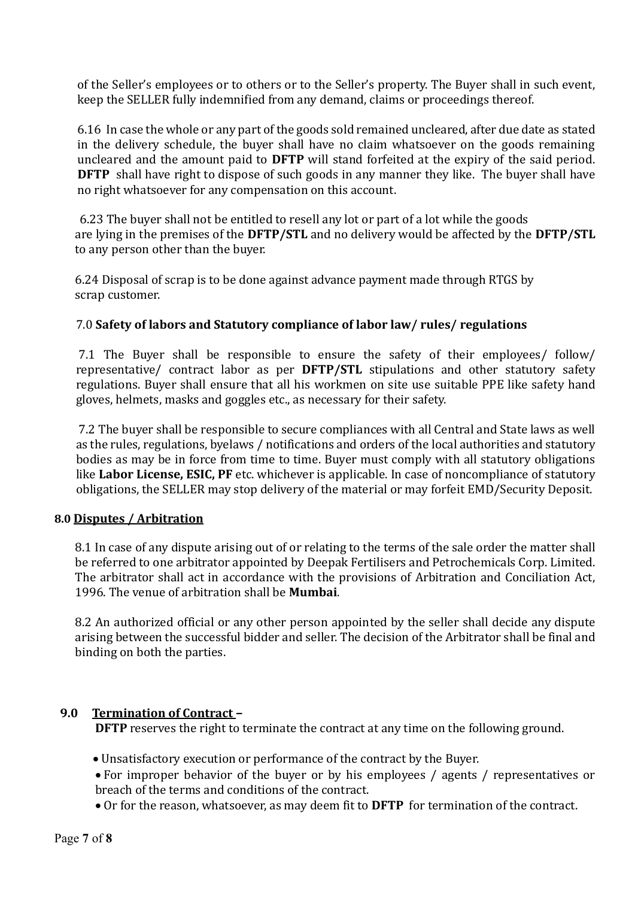of the Seller's employees or to others or to the Seller's property. The Buyer shall in such event, keep the SELLER fully indemnified from any demand, claims or proceedings thereof.

6.16 In case the whole or any part of the goods sold remained uncleared, after due date as stated in the delivery schedule, the buyer shall have no claim whatsoever on the goods remaining uncleared and the amount paid to **DFTP** will stand forfeited at the expiry of the said period. **DFTP** shall have right to dispose of such goods in any manner they like. The buyer shall have no right whatsoever for any compensation on this account.

6.23 The buyer shall not be entitled to resell any lot or part of a lot while the goods are lying in the premises of the **DFTP/STL** and no delivery would be affected by the **DFTP/STL** to any person other than the buyer.

6.24 Disposal of scrap is to be done against advance payment made through RTGS by scrap customer.

7.0 **Safety of labors and Statutory compliance of labor law/ rules/ regulations**

7.1 The Buyer shall be responsible to ensure the safety of their employees/ follow/ representative/ contract labor as per **DFTP/STL** stipulations and other statutory safety regulations. Buyer shall ensure that all his workmen on site use suitable PPE like safety hand gloves, helmets, masks and goggles etc., as necessary for their safety.

7.2 The buyer shall be responsible to secure compliances with all Central and State laws as well as the rules, regulations, byelaws / notifications and orders of the local authorities and statutory bodies as may be in force from time to time. Buyer must comply with all statutory obligations like **Labor License, ESIC, PF** etc. whichever is applicable. In case of noncompliance of statutory obligations, the SELLER may stop delivery of the material or may forfeit EMD/Security Deposit.

**8.0 Disputes / Arbitration**

8.1 In case of any dispute arising out of or relating to the terms of the sale order the matter shall be referred to one arbitrator appointed by Deepak Fertilisers and Petrochemicals Corp. Limited. The arbitrator shall act in accordance with the provisions of Arbitration and Conciliation Act, 1996. The venue of arbitration shall be **Mumbai**.

8.2 An authorized official or any other person appointed by the seller shall decide any dispute arising between the successful bidder and seller. The decision of the Arbitrator shall be final and binding on both the parties.

**9.0 Termination of Contract –**

**DFTP** reserves the right to terminate the contract at any time on the following ground.

- Unsatisfactory execution or performance of the contract by the Buyer.
- For improper behavior of the buyer or by his employees / agents / representatives or breach of the terms and conditions of the contract.
- Or for the reason, whatsoever, as may deem fit to **DFTP** for termination of the contract.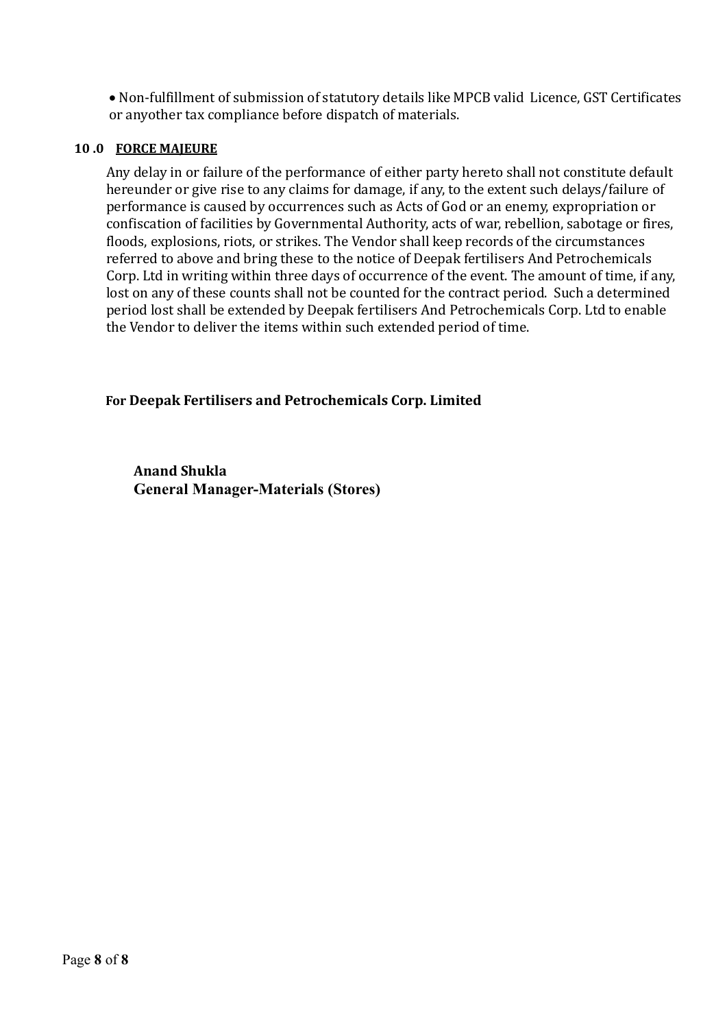- Non-fulfillment of submission of statutory details like MPCB valid Licence, GST Certificates or anyother tax compliance before dispatch of materials.

**10 .0 FORCE MAJEURE**

Any delay in or failure of the performance of either party hereto shall not constitute default hereunder or give rise to any claims for damage, if any, to the extent such delays/failure of performance is caused by occurrences such as Acts of God or an enemy, expropriation or confiscation of facilities by Governmental Authority, acts of war, rebellion, sabotage or fires, floods, explosions, riots, or strikes. The Vendor shall keep records of the circumstances referred to above and bring these to the notice of Deepak fertilisers And Petrochemicals Corp. Ltd in writing within three days of occurrence of the event. The amount of time, if any, lost on any of these counts shall not be counted for the contract period. Such a determined period lost shall be extended by Deepak fertilisers And Petrochemicals Corp. Ltd to enable the Vendor to deliver the items within such extended period of time.

**For Deepak Fertilisers and Petrochemicals Corp. Limited**

**Anand Shukla**
**General Manager-Materials (Stores)**